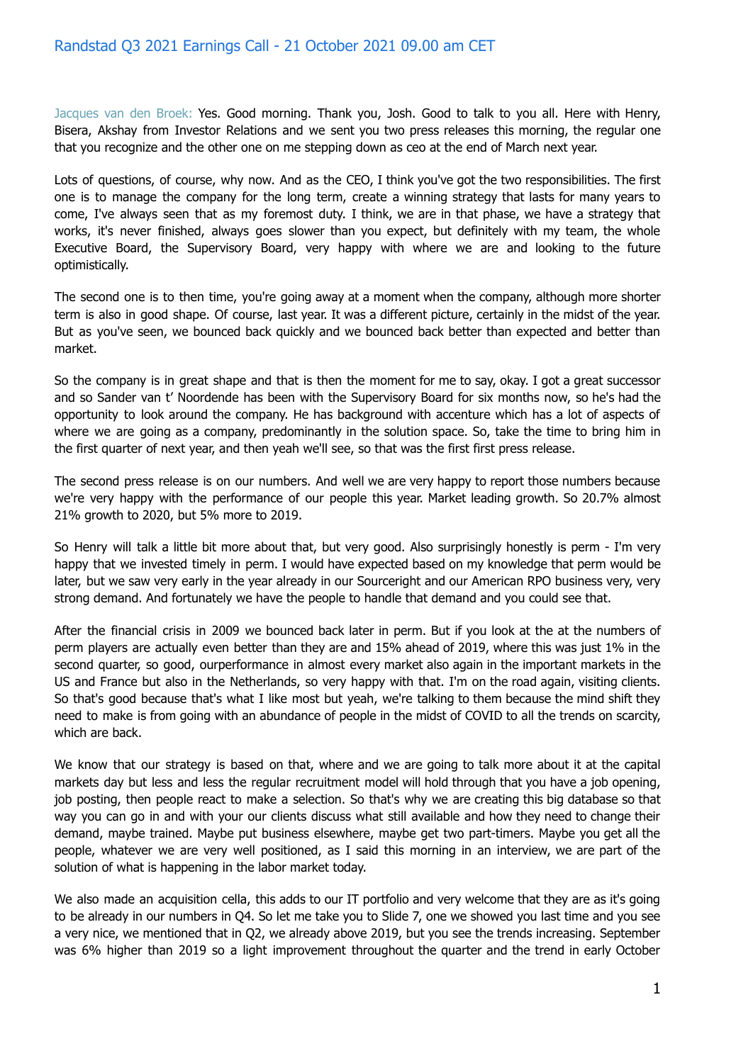# Randstad Q3 2021 Earnings Call - 21 October 2021 09.00 am CET

Jacques van den Broek: Yes. Good morning. Thank you, Josh. Good to talk to you all. Here with Henry, Bisera, Akshay from Investor Relations and we sent you two press releases this morning, the regular one that you recognize and the other one on me stepping down as ceo at the end of March next year.

Lots of questions, of course, why now. And as the CEO, I think you've got the two responsibilities. The first one is to manage the company for the long term, create a winning strategy that lasts for many years to come, I've always seen that as my foremost duty. I think, we are in that phase, we have a strategy that works, it's never finished, always goes slower than you expect, but definitely with my team, the whole Executive Board, the Supervisory Board, very happy with where we are and looking to the future optimistically.

The second one is to then time, you're going away at a moment when the company, although more shorter term is also in good shape. Of course, last year. It was a different picture, certainly in the midst of the year. But as you've seen, we bounced back quickly and we bounced back better than expected and better than market.

So the company is in great shape and that is then the moment for me to say, okay. I got a great successor and so Sander van t' Noordende has been with the Supervisory Board for six months now, so he's had the opportunity to look around the company. He has background with accenture which has a lot of aspects of where we are going as a company, predominantly in the solution space. So, take the time to bring him in the first quarter of next year, and then yeah we'll see, so that was the first first press release.

The second press release is on our numbers. And well we are very happy to report those numbers because we're very happy with the performance of our people this year. Market leading growth. So 20.7% almost 21% growth to 2020, but 5% more to 2019.

So Henry will talk a little bit more about that, but very good. Also surprisingly honestly is perm - I'm very happy that we invested timely in perm. I would have expected based on my knowledge that perm would be later, but we saw very early in the year already in our Sourceright and our American RPO business very, very strong demand. And fortunately we have the people to handle that demand and you could see that.

After the financial crisis in 2009 we bounced back later in perm. But if you look at the at the numbers of perm players are actually even better than they are and 15% ahead of 2019, where this was just 1% in the second quarter, so good, ourperformance in almost every market also again in the important markets in the US and France but also in the Netherlands, so very happy with that. I'm on the road again, visiting clients. So that's good because that's what I like most but yeah, we're talking to them because the mind shift they need to make is from going with an abundance of people in the midst of COVID to all the trends on scarcity, which are back.

We know that our strategy is based on that, where and we are going to talk more about it at the capital markets day but less and less the regular recruitment model will hold through that you have a job opening, job posting, then people react to make a selection. So that's why we are creating this big database so that way you can go in and with your our clients discuss what still available and how they need to change their demand, maybe trained. Maybe put business elsewhere, maybe get two part-timers. Maybe you get all the people, whatever we are very well positioned, as I said this morning in an interview, we are part of the solution of what is happening in the labor market today.

We also made an acquisition cella, this adds to our IT portfolio and very welcome that they are as it's going to be already in our numbers in Q4. So let me take you to Slide 7, one we showed you last time and you see a very nice, we mentioned that in Q2, we already above 2019, but you see the trends increasing. September was 6% higher than 2019 so a light improvement throughout the quarter and the trend in early October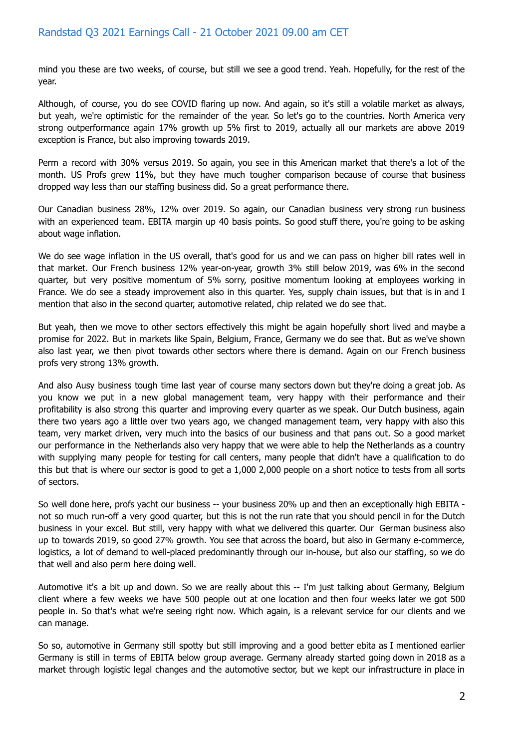mind you these are two weeks, of course, but still we see a good trend. Yeah. Hopefully, for the rest of the year.

Although, of course, you do see COVID flaring up now. And again, so it's still a volatile market as always, but yeah, we're optimistic for the remainder of the year. So let's go to the countries. North America very strong outperformance again 17% growth up 5% first to 2019, actually all our markets are above 2019 exception is France, but also improving towards 2019.

Perm a record with 30% versus 2019. So again, you see in this American market that there's a lot of the month. US Profs grew 11%, but they have much tougher comparison because of course that business dropped way less than our staffing business did. So a great performance there.

Our Canadian business 28%, 12% over 2019. So again, our Canadian business very strong run business with an experienced team. EBITA margin up 40 basis points. So good stuff there, you're going to be asking about wage inflation.

We do see wage inflation in the US overall, that's good for us and we can pass on higher bill rates well in that market. Our French business 12% year-on-year, growth 3% still below 2019, was 6% in the second quarter, but very positive momentum of 5% sorry, positive momentum looking at employees working in France. We do see a steady improvement also in this quarter. Yes, supply chain issues, but that is in and I mention that also in the second quarter, automotive related, chip related we do see that.

But yeah, then we move to other sectors effectively this might be again hopefully short lived and maybe a promise for 2022. But in markets like Spain, Belgium, France, Germany we do see that. But as we've shown also last year, we then pivot towards other sectors where there is demand. Again on our French business profs very strong 13% growth.

And also Ausy business tough time last year of course many sectors down but they're doing a great job. As you know we put in a new global management team, very happy with their performance and their profitability is also strong this quarter and improving every quarter as we speak. Our Dutch business, again there two years ago a little over two years ago, we changed management team, very happy with also this team, very market driven, very much into the basics of our business and that pans out. So a good market our performance in the Netherlands also very happy that we were able to help the Netherlands as a country with supplying many people for testing for call centers, many people that didn't have a qualification to do this but that is where our sector is good to get a 1,000 2,000 people on a short notice to tests from all sorts of sectors.

So well done here, profs yacht our business -- your business 20% up and then an exceptionally high EBITA - not so much run-off a very good quarter, but this is not the run rate that you should pencil in for the Dutch business in your excel. But still, very happy with what we delivered this quarter. Our German business also up to towards 2019, so good 27% growth. You see that across the board, but also in Germany e-commerce, logistics, a lot of demand to well-placed predominantly through our in-house, but also our staffing, so we do that well and also perm here doing well.

Automotive it's a bit up and down. So we are really about this -- I'm just talking about Germany, Belgium client where a few weeks we have 500 people out at one location and then four weeks later we got 500 people in. So that's what we're seeing right now. Which again, is a relevant service for our clients and we can manage.

So so, automotive in Germany still spotty but still improving and a good better ebita as I mentioned earlier Germany is still in terms of EBITA below group average. Germany already started going down in 2018 as a market through logistic legal changes and the automotive sector, but we kept our infrastructure in place in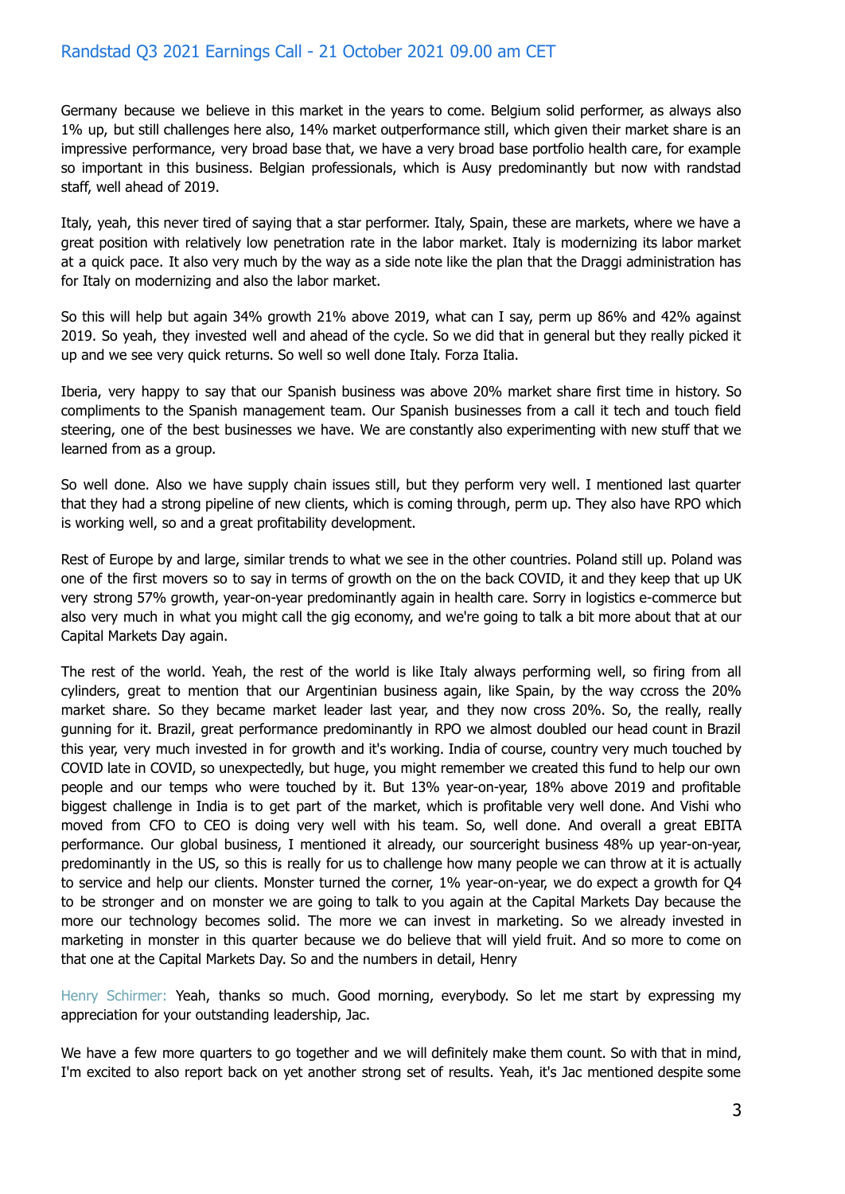Germany because we believe in this market in the years to come. Belgium solid performer, as always also 1% up, but still challenges here also, 14% market outperformance still, which given their market share is an impressive performance, very broad base that, we have a very broad base portfolio health care, for example so important in this business. Belgian professionals, which is Ausy predominantly but now with randstad staff, well ahead of 2019.

Italy, yeah, this never tired of saying that a star performer. Italy, Spain, these are markets, where we have a great position with relatively low penetration rate in the labor market. Italy is modernizing its labor market at a quick pace. It also very much by the way as a side note like the plan that the Draggi administration has for Italy on modernizing and also the labor market.

So this will help but again 34% growth 21% above 2019, what can I say, perm up 86% and 42% against 2019. So yeah, they invested well and ahead of the cycle. So we did that in general but they really picked it up and we see very quick returns. So well so well done Italy. Forza Italia.

Iberia, very happy to say that our Spanish business was above 20% market share first time in history. So compliments to the Spanish management team. Our Spanish businesses from a call it tech and touch field steering, one of the best businesses we have. We are constantly also experimenting with new stuff that we learned from as a group.

So well done. Also we have supply chain issues still, but they perform very well. I mentioned last quarter that they had a strong pipeline of new clients, which is coming through, perm up. They also have RPO which is working well, so and a great profitability development.

Rest of Europe by and large, similar trends to what we see in the other countries. Poland still up. Poland was one of the first movers so to say in terms of growth on the on the back COVID, it and they keep that up UK very strong 57% growth, year-on-year predominantly again in health care. Sorry in logistics e-commerce but also very much in what you might call the gig economy, and we're going to talk a bit more about that at our Capital Markets Day again.

The rest of the world. Yeah, the rest of the world is like Italy always performing well, so firing from all cylinders, great to mention that our Argentinian business again, like Spain, by the way ccross the 20% market share. So they became market leader last year, and they now cross 20%. So, the really, really gunning for it. Brazil, great performance predominantly in RPO we almost doubled our head count in Brazil this year, very much invested in for growth and it's working. India of course, country very much touched by COVID late in COVID, so unexpectedly, but huge, you might remember we created this fund to help our own people and our temps who were touched by it. But 13% year-on-year, 18% above 2019 and profitable biggest challenge in India is to get part of the market, which is profitable very well done. And Vishi who moved from CFO to CEO is doing very well with his team. So, well done. And overall a great EBITA performance. Our global business, I mentioned it already, our sourceright business 48% up year-on-year, predominantly in the US, so this is really for us to challenge how many people we can throw at it is actually to service and help our clients. Monster turned the corner, 1% year-on-year, we do expect a growth for Q4 to be stronger and on monster we are going to talk to you again at the Capital Markets Day because the more our technology becomes solid. The more we can invest in marketing. So we already invested in marketing in monster in this quarter because we do believe that will yield fruit. And so more to come on that one at the Capital Markets Day. So and the numbers in detail, Henry

Henry Schirmer: Yeah, thanks so much. Good morning, everybody. So let me start by expressing my appreciation for your outstanding leadership, Jac.

We have a few more quarters to go together and we will definitely make them count. So with that in mind, I'm excited to also report back on yet another strong set of results. Yeah, it's Jac mentioned despite some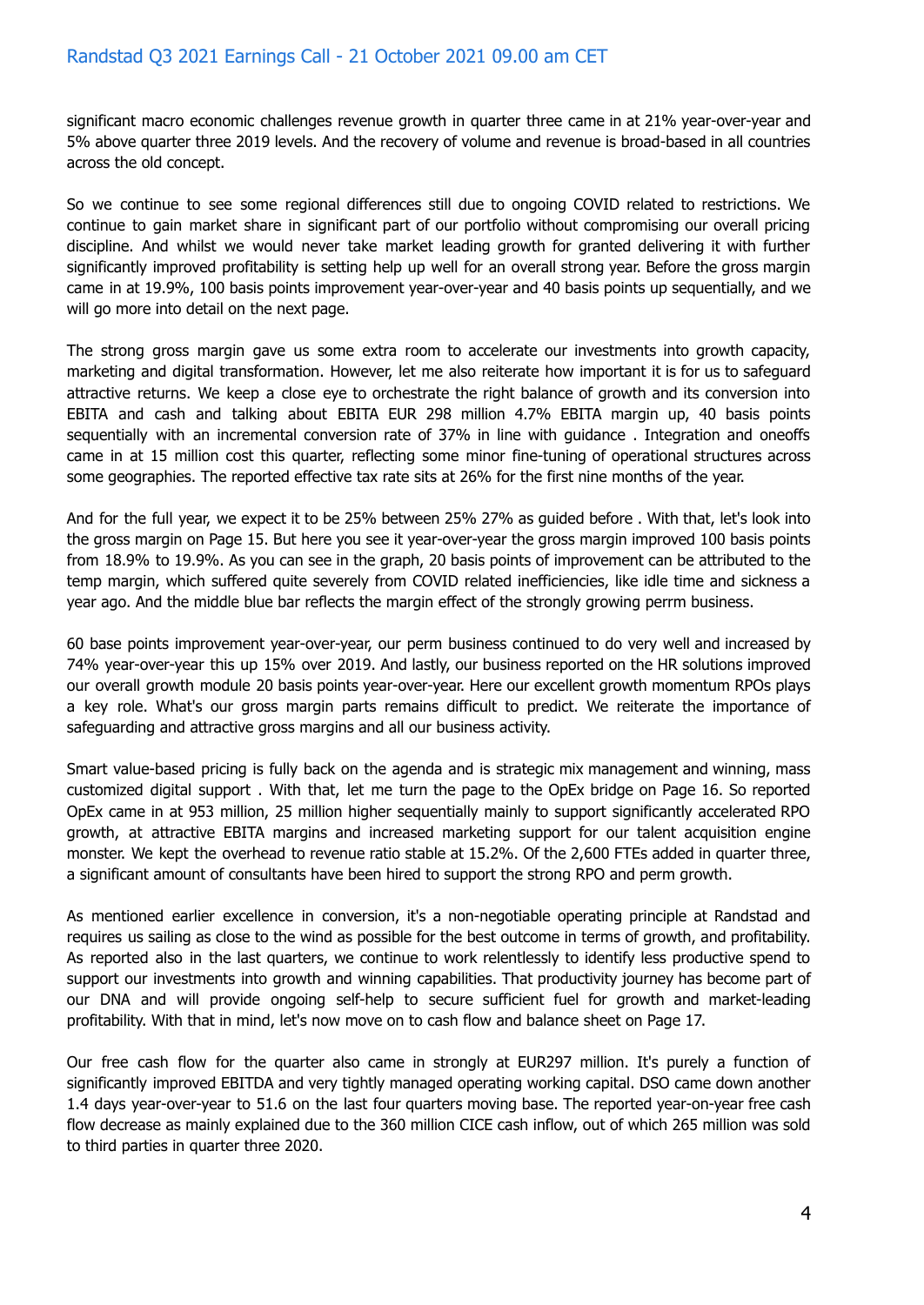significant macro economic challenges revenue growth in quarter three came in at 21% year-over-year and 5% above quarter three 2019 levels. And the recovery of volume and revenue is broad-based in all countries across the old concept.

So we continue to see some regional differences still due to ongoing COVID related to restrictions. We continue to gain market share in significant part of our portfolio without compromising our overall pricing discipline. And whilst we would never take market leading growth for granted delivering it with further significantly improved profitability is setting help up well for an overall strong year. Before the gross margin came in at 19.9%, 100 basis points improvement year-over-year and 40 basis points up sequentially, and we will go more into detail on the next page.

The strong gross margin gave us some extra room to accelerate our investments into growth capacity, marketing and digital transformation. However, let me also reiterate how important it is for us to safeguard attractive returns. We keep a close eye to orchestrate the right balance of growth and its conversion into EBITA and cash and talking about EBITA EUR 298 million 4.7% EBITA margin up, 40 basis points sequentially with an incremental conversion rate of 37% in line with guidance . Integration and oneoffs came in at 15 million cost this quarter, reflecting some minor fine-tuning of operational structures across some geographies. The reported effective tax rate sits at 26% for the first nine months of the year.

And for the full year, we expect it to be 25% between 25% 27% as guided before . With that, let's look into the gross margin on Page 15. But here you see it year-over-year the gross margin improved 100 basis points from 18.9% to 19.9%. As you can see in the graph, 20 basis points of improvement can be attributed to the temp margin, which suffered quite severely from COVID related inefficiencies, like idle time and sickness a year ago. And the middle blue bar reflects the margin effect of the strongly growing perrm business.

60 base points improvement year-over-year, our perm business continued to do very well and increased by 74% year-over-year this up 15% over 2019. And lastly, our business reported on the HR solutions improved our overall growth module 20 basis points year-over-year. Here our excellent growth momentum RPOs plays a key role. What's our gross margin parts remains difficult to predict. We reiterate the importance of safeguarding and attractive gross margins and all our business activity.

Smart value-based pricing is fully back on the agenda and is strategic mix management and winning, mass customized digital support . With that, let me turn the page to the OpEx bridge on Page 16. So reported OpEx came in at 953 million, 25 million higher sequentially mainly to support significantly accelerated RPO growth, at attractive EBITA margins and increased marketing support for our talent acquisition engine monster. We kept the overhead to revenue ratio stable at 15.2%. Of the 2,600 FTEs added in quarter three, a significant amount of consultants have been hired to support the strong RPO and perm growth.

As mentioned earlier excellence in conversion, it's a non-negotiable operating principle at Randstad and requires us sailing as close to the wind as possible for the best outcome in terms of growth, and profitability. As reported also in the last quarters, we continue to work relentlessly to identify less productive spend to support our investments into growth and winning capabilities. That productivity journey has become part of our DNA and will provide ongoing self-help to secure sufficient fuel for growth and market-leading profitability. With that in mind, let's now move on to cash flow and balance sheet on Page 17.

Our free cash flow for the quarter also came in strongly at EUR297 million. It's purely a function of significantly improved EBITDA and very tightly managed operating working capital. DSO came down another 1.4 days year-over-year to 51.6 on the last four quarters moving base. The reported year-on-year free cash flow decrease as mainly explained due to the 360 million CICE cash inflow, out of which 265 million was sold to third parties in quarter three 2020.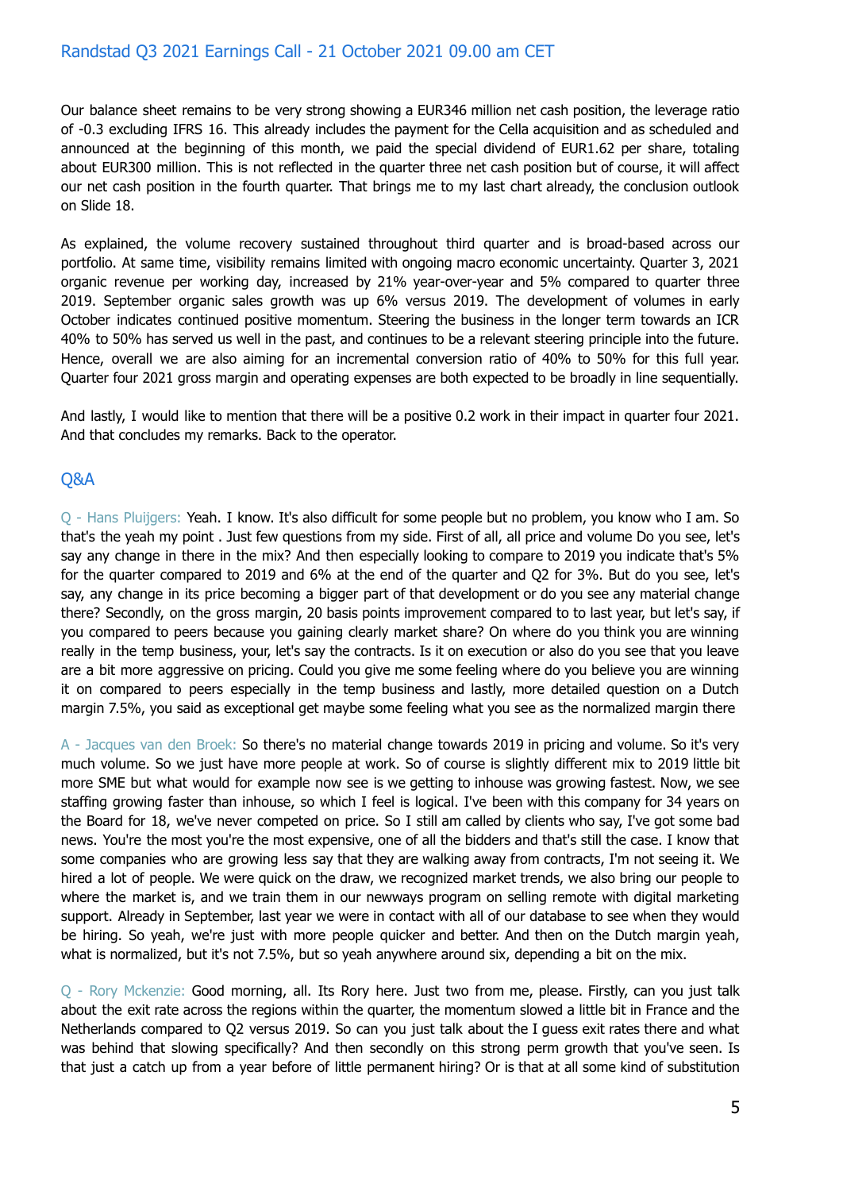Our balance sheet remains to be very strong showing a EUR346 million net cash position, the leverage ratio of -0.3 excluding IFRS 16. This already includes the payment for the Cella acquisition and as scheduled and announced at the beginning of this month, we paid the special dividend of EUR1.62 per share, totaling about EUR300 million. This is not reflected in the quarter three net cash position but of course, it will affect our net cash position in the fourth quarter. That brings me to my last chart already, the conclusion outlook on Slide 18.

As explained, the volume recovery sustained throughout third quarter and is broad-based across our portfolio. At same time, visibility remains limited with ongoing macro economic uncertainty. Quarter 3, 2021 organic revenue per working day, increased by 21% year-over-year and 5% compared to quarter three 2019. September organic sales growth was up 6% versus 2019. The development of volumes in early October indicates continued positive momentum. Steering the business in the longer term towards an ICR 40% to 50% has served us well in the past, and continues to be a relevant steering principle into the future. Hence, overall we are also aiming for an incremental conversion ratio of 40% to 50% for this full year. Quarter four 2021 gross margin and operating expenses are both expected to be broadly in line sequentially.

And lastly, I would like to mention that there will be a positive 0.2 work in their impact in quarter four 2021. And that concludes my remarks. Back to the operator.

## Q&A

Q - Hans Pluijgers: Yeah. I know. It's also difficult for some people but no problem, you know who I am. So that's the yeah my point . Just few questions from my side. First of all, all price and volume Do you see, let's say any change in there in the mix? And then especially looking to compare to 2019 you indicate that's 5% for the quarter compared to 2019 and 6% at the end of the quarter and Q2 for 3%. But do you see, let's say, any change in its price becoming a bigger part of that development or do you see any material change there? Secondly, on the gross margin, 20 basis points improvement compared to to last year, but let's say, if you compared to peers because you gaining clearly market share? On where do you think you are winning really in the temp business, your, let's say the contracts. Is it on execution or also do you see that you leave are a bit more aggressive on pricing. Could you give me some feeling where do you believe you are winning it on compared to peers especially in the temp business and lastly, more detailed question on a Dutch margin 7.5%, you said as exceptional get maybe some feeling what you see as the normalized margin there

A - Jacques van den Broek: So there's no material change towards 2019 in pricing and volume. So it's very much volume. So we just have more people at work. So of course is slightly different mix to 2019 little bit more SME but what would for example now see is we getting to inhouse was growing fastest. Now, we see staffing growing faster than inhouse, so which I feel is logical. I've been with this company for 34 years on the Board for 18, we've never competed on price. So I still am called by clients who say, I've got some bad news. You're the most you're the most expensive, one of all the bidders and that's still the case. I know that some companies who are growing less say that they are walking away from contracts, I'm not seeing it. We hired a lot of people. We were quick on the draw, we recognized market trends, we also bring our people to where the market is, and we train them in our newways program on selling remote with digital marketing support. Already in September, last year we were in contact with all of our database to see when they would be hiring. So yeah, we're just with more people quicker and better. And then on the Dutch margin yeah, what is normalized, but it's not 7.5%, but so yeah anywhere around six, depending a bit on the mix.

Q - Rory Mckenzie: Good morning, all. Its Rory here. Just two from me, please. Firstly, can you just talk about the exit rate across the regions within the quarter, the momentum slowed a little bit in France and the Netherlands compared to Q2 versus 2019. So can you just talk about the I guess exit rates there and what was behind that slowing specifically? And then secondly on this strong perm growth that you've seen. Is that just a catch up from a year before of little permanent hiring? Or is that at all some kind of substitution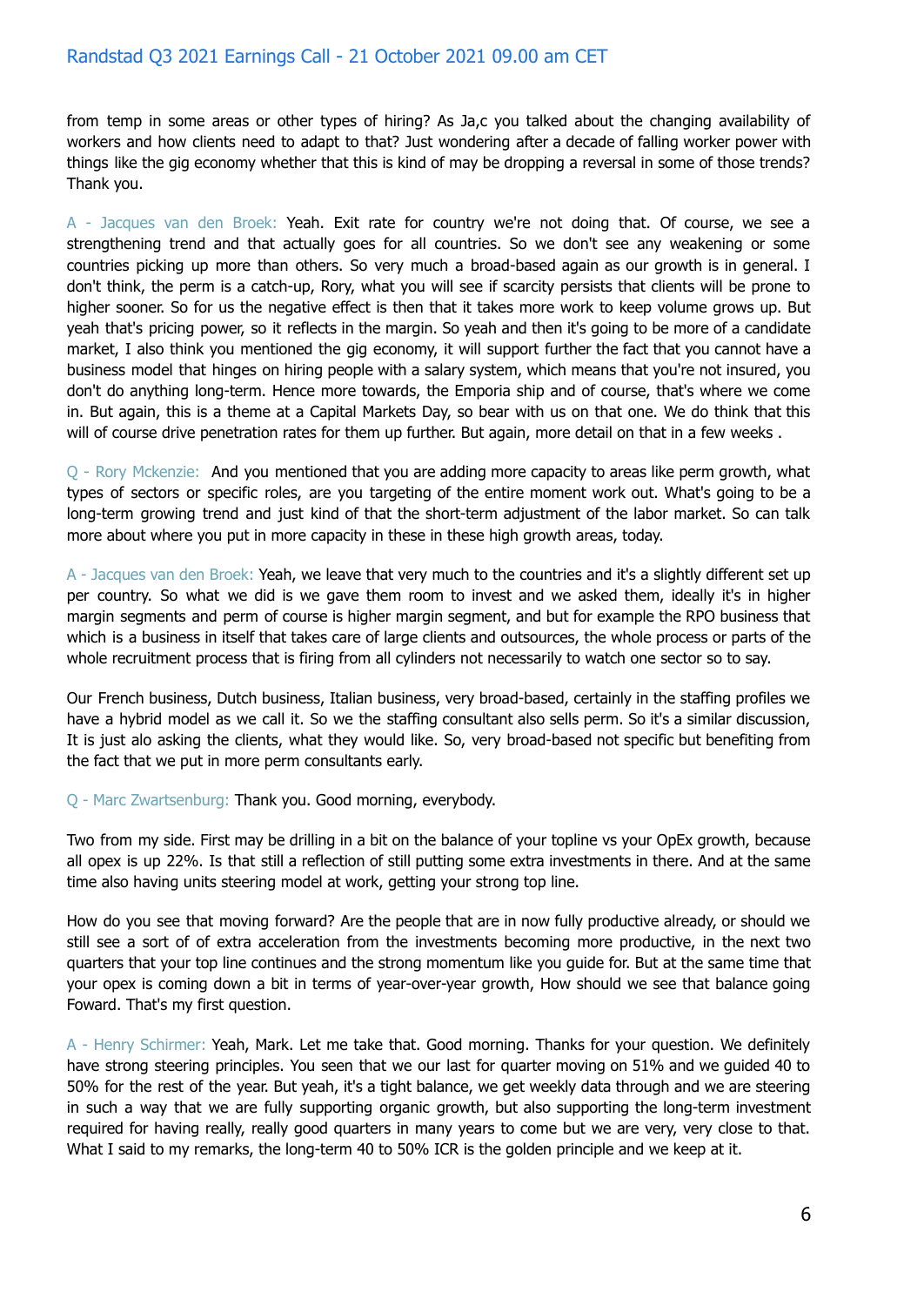from temp in some areas or other types of hiring? As Ja,c you talked about the changing availability of workers and how clients need to adapt to that? Just wondering after a decade of falling worker power with things like the gig economy whether that this is kind of may be dropping a reversal in some of those trends? Thank you.

A - Jacques van den Broek: Yeah. Exit rate for country we're not doing that. Of course, we see a strengthening trend and that actually goes for all countries. So we don't see any weakening or some countries picking up more than others. So very much a broad-based again as our growth is in general. I don't think, the perm is a catch-up, Rory, what you will see if scarcity persists that clients will be prone to higher sooner. So for us the negative effect is then that it takes more work to keep volume grows up. But yeah that's pricing power, so it reflects in the margin. So yeah and then it's going to be more of a candidate market, I also think you mentioned the gig economy, it will support further the fact that you cannot have a business model that hinges on hiring people with a salary system, which means that you're not insured, you don't do anything long-term. Hence more towards, the Emporia ship and of course, that's where we come in. But again, this is a theme at a Capital Markets Day, so bear with us on that one. We do think that this will of course drive penetration rates for them up further. But again, more detail on that in a few weeks .

Q - Rory Mckenzie: And you mentioned that you are adding more capacity to areas like perm growth, what types of sectors or specific roles, are you targeting of the entire moment work out. What's going to be a long-term growing trend and just kind of that the short-term adjustment of the labor market. So can talk more about where you put in more capacity in these in these high growth areas, today.

A - Jacques van den Broek: Yeah, we leave that very much to the countries and it's a slightly different set up per country. So what we did is we gave them room to invest and we asked them, ideally it's in higher margin segments and perm of course is higher margin segment, and but for example the RPO business that which is a business in itself that takes care of large clients and outsources, the whole process or parts of the whole recruitment process that is firing from all cylinders not necessarily to watch one sector so to say.

Our French business, Dutch business, Italian business, very broad-based, certainly in the staffing profiles we have a hybrid model as we call it. So we the staffing consultant also sells perm. So it's a similar discussion, It is just alo asking the clients, what they would like. So, very broad-based not specific but benefiting from the fact that we put in more perm consultants early.

Q - Marc Zwartsenburg: Thank you. Good morning, everybody.

Two from my side. First may be drilling in a bit on the balance of your topline vs your OpEx growth, because all opex is up 22%. Is that still a reflection of still putting some extra investments in there. And at the same time also having units steering model at work, getting your strong top line.

How do you see that moving forward? Are the people that are in now fully productive already, or should we still see a sort of of extra acceleration from the investments becoming more productive, in the next two quarters that your top line continues and the strong momentum like you guide for. But at the same time that your opex is coming down a bit in terms of year-over-year growth, How should we see that balance going Foward. That's my first question.

A - Henry Schirmer: Yeah, Mark. Let me take that. Good morning. Thanks for your question. We definitely have strong steering principles. You seen that we our last for quarter moving on 51% and we guided 40 to 50% for the rest of the year. But yeah, it's a tight balance, we get weekly data through and we are steering in such a way that we are fully supporting organic growth, but also supporting the long-term investment required for having really, really good quarters in many years to come but we are very, very close to that. What I said to my remarks, the long-term 40 to 50% ICR is the golden principle and we keep at it.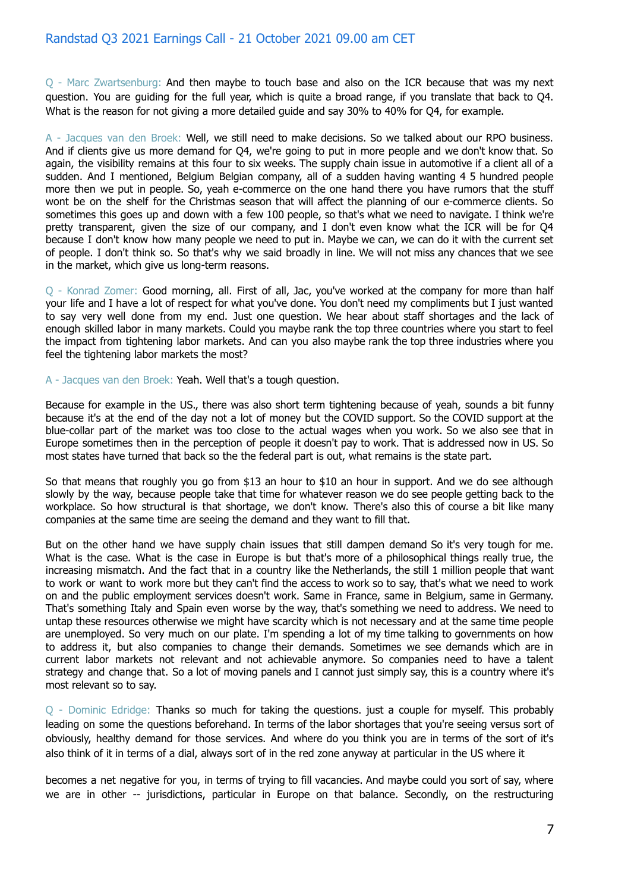Q - Marc Zwartsenburg: And then maybe to touch base and also on the ICR because that was my next question. You are guiding for the full year, which is quite a broad range, if you translate that back to Q4. What is the reason for not giving a more detailed guide and say 30% to 40% for Q4, for example.

A - Jacques van den Broek: Well, we still need to make decisions. So we talked about our RPO business. And if clients give us more demand for Q4, we're going to put in more people and we don't know that. So again, the visibility remains at this four to six weeks. The supply chain issue in automotive if a client all of a sudden. And I mentioned, Belgium Belgian company, all of a sudden having wanting 4 5 hundred people more then we put in people. So, yeah e-commerce on the one hand there you have rumors that the stuff wont be on the shelf for the Christmas season that will affect the planning of our e-commerce clients. So sometimes this goes up and down with a few 100 people, so that's what we need to navigate. I think we're pretty transparent, given the size of our company, and I don't even know what the ICR will be for Q4 because I don't know how many people we need to put in. Maybe we can, we can do it with the current set of people. I don't think so. So that's why we said broadly in line. We will not miss any chances that we see in the market, which give us long-term reasons.

Q - Konrad Zomer: Good morning, all. First of all, Jac, you've worked at the company for more than half your life and I have a lot of respect for what you've done. You don't need my compliments but I just wanted to say very well done from my end. Just one question. We hear about staff shortages and the lack of enough skilled labor in many markets. Could you maybe rank the top three countries where you start to feel the impact from tightening labor markets. And can you also maybe rank the top three industries where you feel the tightening labor markets the most?

A - Jacques van den Broek: Yeah. Well that's a tough question.

Because for example in the US., there was also short term tightening because of yeah, sounds a bit funny because it's at the end of the day not a lot of money but the COVID support. So the COVID support at the blue-collar part of the market was too close to the actual wages when you work. So we also see that in Europe sometimes then in the perception of people it doesn't pay to work. That is addressed now in US. So most states have turned that back so the the federal part is out, what remains is the state part.

So that means that roughly you go from $13 an hour to $10 an hour in support. And we do see although slowly by the way, because people take that time for whatever reason we do see people getting back to the workplace. So how structural is that shortage, we don't know. There's also this of course a bit like many companies at the same time are seeing the demand and they want to fill that.

But on the other hand we have supply chain issues that still dampen demand So it's very tough for me. What is the case. What is the case in Europe is but that's more of a philosophical things really true, the increasing mismatch. And the fact that in a country like the Netherlands, the still 1 million people that want to work or want to work more but they can't find the access to work so to say, that's what we need to work on and the public employment services doesn't work. Same in France, same in Belgium, same in Germany. That's something Italy and Spain even worse by the way, that's something we need to address. We need to untap these resources otherwise we might have scarcity which is not necessary and at the same time people are unemployed. So very much on our plate. I'm spending a lot of my time talking to governments on how to address it, but also companies to change their demands. Sometimes we see demands which are in current labor markets not relevant and not achievable anymore. So companies need to have a talent strategy and change that. So a lot of moving panels and I cannot just simply say, this is a country where it's most relevant so to say.

Q - Dominic Edridge: Thanks so much for taking the questions. just a couple for myself. This probably leading on some the questions beforehand. In terms of the labor shortages that you're seeing versus sort of obviously, healthy demand for those services. And where do you think you are in terms of the sort of it's also think of it in terms of a dial, always sort of in the red zone anyway at particular in the US where it becomes a net negative for you, in terms of trying to fill vacancies. And maybe could you sort of say, where we are in other -- jurisdictions, particular in Europe on that balance. Secondly, on the restructuring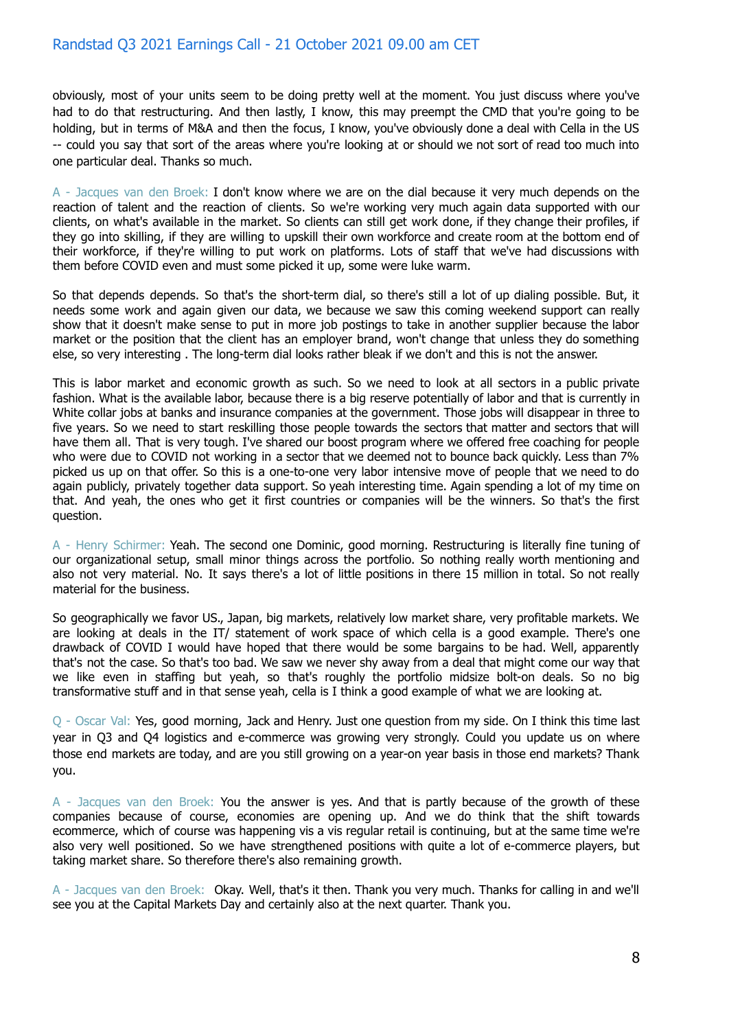obviously, most of your units seem to be doing pretty well at the moment. You just discuss where you've had to do that restructuring. And then lastly, I know, this may preempt the CMD that you're going to be holding, but in terms of M&A and then the focus, I know, you've obviously done a deal with Cella in the US -- could you say that sort of the areas where you're looking at or should we not sort of read too much into one particular deal. Thanks so much.

A - Jacques van den Broek: I don't know where we are on the dial because it very much depends on the reaction of talent and the reaction of clients. So we're working very much again data supported with our clients, on what's available in the market. So clients can still get work done, if they change their profiles, if they go into skilling, if they are willing to upskill their own workforce and create room at the bottom end of their workforce, if they're willing to put work on platforms. Lots of staff that we've had discussions with them before COVID even and must some picked it up, some were luke warm.

So that depends depends. So that's the short-term dial, so there's still a lot of up dialing possible. But, it needs some work and again given our data, we because we saw this coming weekend support can really show that it doesn't make sense to put in more job postings to take in another supplier because the labor market or the position that the client has an employer brand, won't change that unless they do something else, so very interesting . The long-term dial looks rather bleak if we don't and this is not the answer.

This is labor market and economic growth as such. So we need to look at all sectors in a public private fashion. What is the available labor, because there is a big reserve potentially of labor and that is currently in White collar jobs at banks and insurance companies at the government. Those jobs will disappear in three to five years. So we need to start reskilling those people towards the sectors that matter and sectors that will have them all. That is very tough. I've shared our boost program where we offered free coaching for people who were due to COVID not working in a sector that we deemed not to bounce back quickly. Less than 7% picked us up on that offer. So this is a one-to-one very labor intensive move of people that we need to do again publicly, privately together data support. So yeah interesting time. Again spending a lot of my time on that. And yeah, the ones who get it first countries or companies will be the winners. So that's the first question.

A - Henry Schirmer: Yeah. The second one Dominic, good morning. Restructuring is literally fine tuning of our organizational setup, small minor things across the portfolio. So nothing really worth mentioning and also not very material. No. It says there's a lot of little positions in there 15 million in total. So not really material for the business.

So geographically we favor US., Japan, big markets, relatively low market share, very profitable markets. We are looking at deals in the IT/ statement of work space of which cella is a good example. There's one drawback of COVID I would have hoped that there would be some bargains to be had. Well, apparently that's not the case. So that's too bad. We saw we never shy away from a deal that might come our way that we like even in staffing but yeah, so that's roughly the portfolio midsize bolt-on deals. So no big transformative stuff and in that sense yeah, cella is I think a good example of what we are looking at.

Q - Oscar Val: Yes, good morning, Jack and Henry. Just one question from my side. On I think this time last year in Q3 and Q4 logistics and e-commerce was growing very strongly. Could you update us on where those end markets are today, and are you still growing on a year-on year basis in those end markets? Thank you.

A - Jacques van den Broek: You the answer is yes. And that is partly because of the growth of these companies because of course, economies are opening up. And we do think that the shift towards ecommerce, which of course was happening vis a vis regular retail is continuing, but at the same time we're also very well positioned. So we have strengthened positions with quite a lot of e-commerce players, but taking market share. So therefore there's also remaining growth.

A - Jacques van den Broek: Okay. Well, that's it then. Thank you very much. Thanks for calling in and we'll see you at the Capital Markets Day and certainly also at the next quarter. Thank you.